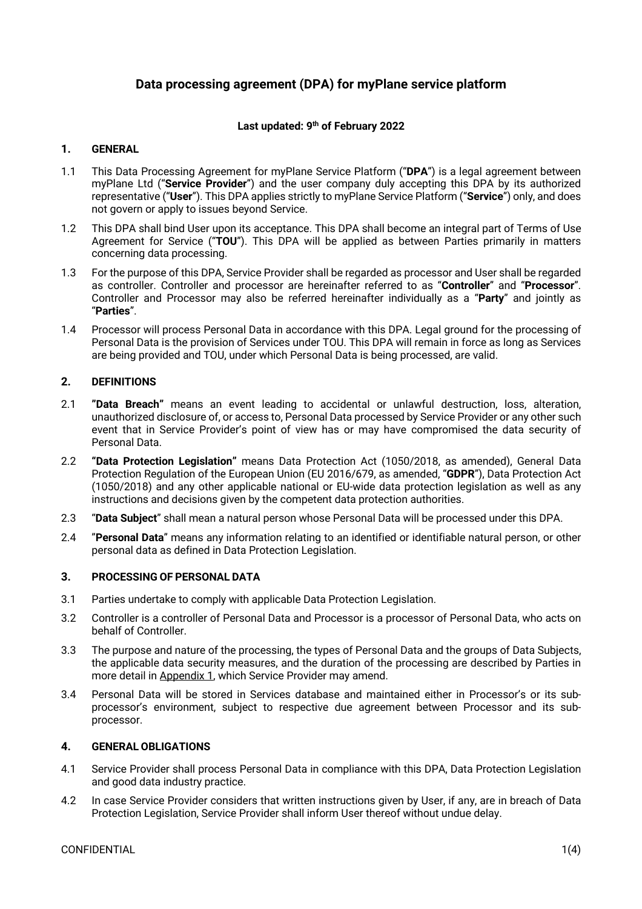# Data processing agreement (DPA) for myPlane service platform

**Last updated: 9th of February 2022**

## 1. GENERAL

1.1 This Data Processing Agreement for myPlane Service Platform ("**DPA**") is a legal agreement between myPlane Ltd ("**Service Provider**") and the user company duly accepting this DPA by its authorized representative ("**User**"). This DPA applies strictly to myPlane Service Platform ("**Service**") only, and does not govern or apply to issues beyond Service.

1.2 This DPA shall bind User upon its acceptance. This DPA shall become an integral part of Terms of Use Agreement for Service ("**TOU**"). This DPA will be applied as between Parties primarily in matters concerning data processing.

1.3 For the purpose of this DPA, Service Provider shall be regarded as processor and User shall be regarded as controller. Controller and processor are hereinafter referred to as "**Controller**" and "**Processor**". Controller and Processor may also be referred hereinafter individually as a "**Party**" and jointly as "**Parties**".

1.4 Processor will process Personal Data in accordance with this DPA. Legal ground for the processing of Personal Data is the provision of Services under TOU. This DPA will remain in force as long as Services are being provided and TOU, under which Personal Data is being processed, are valid.

## 2. DEFINITIONS

2.1 **"Data Breach"** means an event leading to accidental or unlawful destruction, loss, alteration, unauthorized disclosure of, or access to, Personal Data processed by Service Provider or any other such event that in Service Provider's point of view has or may have compromised the data security of Personal Data.

2.2 **"Data Protection Legislation"** means Data Protection Act (1050/2018, as amended), General Data Protection Regulation of the European Union (EU 2016/679, as amended, "**GDPR**"), Data Protection Act (1050/2018) and any other applicable national or EU-wide data protection legislation as well as any instructions and decisions given by the competent data protection authorities.

2.3 "**Data Subject**" shall mean a natural person whose Personal Data will be processed under this DPA.

2.4 "**Personal Data**" means any information relating to an identified or identifiable natural person, or other personal data as defined in Data Protection Legislation.

## 3. PROCESSING OF PERSONAL DATA

3.1 Parties undertake to comply with applicable Data Protection Legislation.

3.2 Controller is a controller of Personal Data and Processor is a processor of Personal Data, who acts on behalf of Controller.

3.3 The purpose and nature of the processing, the types of Personal Data and the groups of Data Subjects, the applicable data security measures, and the duration of the processing are described by Parties in more detail in Appendix 1, which Service Provider may amend.

3.4 Personal Data will be stored in Services database and maintained either in Processor's or its sub-processor's environment, subject to respective due agreement between Processor and its sub-processor.

## 4. GENERAL OBLIGATIONS

4.1 Service Provider shall process Personal Data in compliance with this DPA, Data Protection Legislation and good data industry practice.

4.2 In case Service Provider considers that written instructions given by User, if any, are in breach of Data Protection Legislation, Service Provider shall inform User thereof without undue delay.

CONFIDENTIAL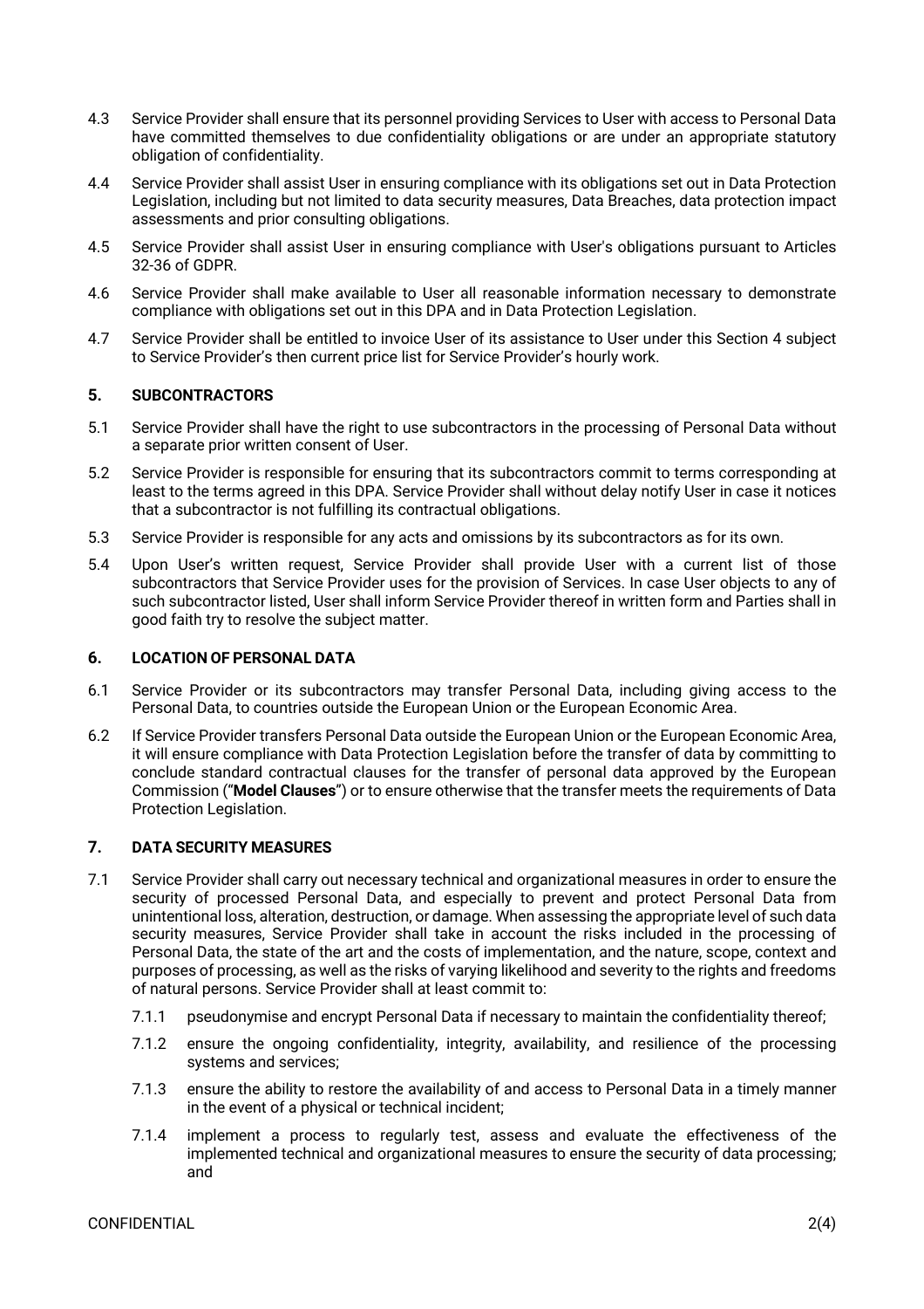4.3 Service Provider shall ensure that its personnel providing Services to User with access to Personal Data have committed themselves to due confidentiality obligations or are under an appropriate statutory obligation of confidentiality.

4.4 Service Provider shall assist User in ensuring compliance with its obligations set out in Data Protection Legislation, including but not limited to data security measures, Data Breaches, data protection impact assessments and prior consulting obligations.

4.5 Service Provider shall assist User in ensuring compliance with User's obligations pursuant to Articles 32-36 of GDPR.

4.6 Service Provider shall make available to User all reasonable information necessary to demonstrate compliance with obligations set out in this DPA and in Data Protection Legislation.

4.7 Service Provider shall be entitled to invoice User of its assistance to User under this Section 4 subject to Service Provider's then current price list for Service Provider's hourly work.

## 5. SUBCONTRACTORS

5.1 Service Provider shall have the right to use subcontractors in the processing of Personal Data without a separate prior written consent of User.

5.2 Service Provider is responsible for ensuring that its subcontractors commit to terms corresponding at least to the terms agreed in this DPA. Service Provider shall without delay notify User in case it notices that a subcontractor is not fulfilling its contractual obligations.

5.3 Service Provider is responsible for any acts and omissions by its subcontractors as for its own.

5.4 Upon User's written request, Service Provider shall provide User with a current list of those subcontractors that Service Provider uses for the provision of Services. In case User objects to any of such subcontractor listed, User shall inform Service Provider thereof in written form and Parties shall in good faith try to resolve the subject matter.

## 6. LOCATION OF PERSONAL DATA

6.1 Service Provider or its subcontractors may transfer Personal Data, including giving access to the Personal Data, to countries outside the European Union or the European Economic Area.

6.2 If Service Provider transfers Personal Data outside the European Union or the European Economic Area, it will ensure compliance with Data Protection Legislation before the transfer of data by committing to conclude standard contractual clauses for the transfer of personal data approved by the European Commission ("**Model Clauses**") or to ensure otherwise that the transfer meets the requirements of Data Protection Legislation.

## 7. DATA SECURITY MEASURES

7.1 Service Provider shall carry out necessary technical and organizational measures in order to ensure the security of processed Personal Data, and especially to prevent and protect Personal Data from unintentional loss, alteration, destruction, or damage. When assessing the appropriate level of such data security measures, Service Provider shall take in account the risks included in the processing of Personal Data, the state of the art and the costs of implementation, and the nature, scope, context and purposes of processing, as well as the risks of varying likelihood and severity to the rights and freedoms of natural persons. Service Provider shall at least commit to:

7.1.1 pseudonymise and encrypt Personal Data if necessary to maintain the confidentiality thereof;

7.1.2 ensure the ongoing confidentiality, integrity, availability, and resilience of the processing systems and services;

7.1.3 ensure the ability to restore the availability of and access to Personal Data in a timely manner in the event of a physical or technical incident;

7.1.4 implement a process to regularly test, assess and evaluate the effectiveness of the implemented technical and organizational measures to ensure the security of data processing; and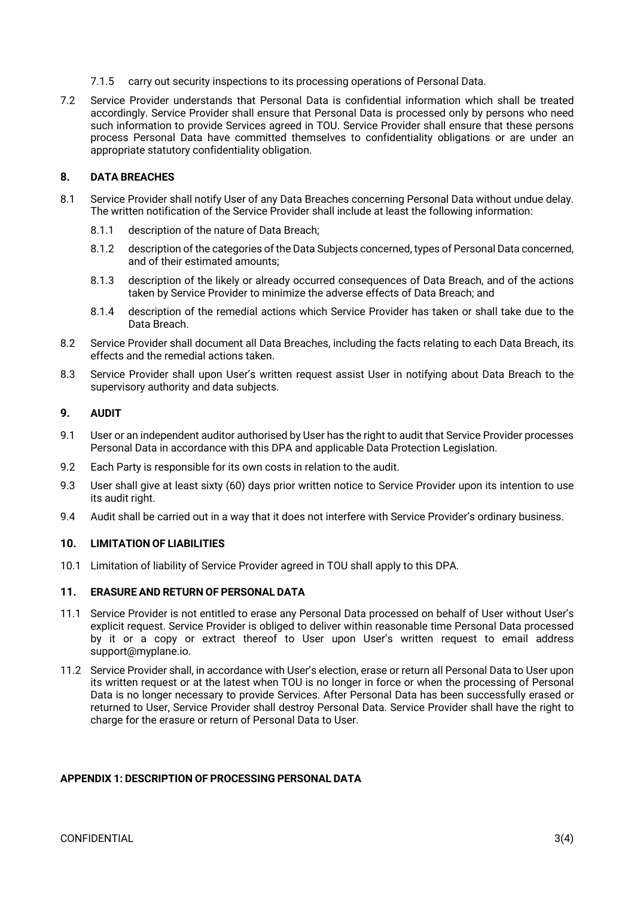7.1.5 carry out security inspections to its processing operations of Personal Data.

7.2 Service Provider understands that Personal Data is confidential information which shall be treated accordingly. Service Provider shall ensure that Personal Data is processed only by persons who need such information to provide Services agreed in TOU. Service Provider shall ensure that these persons process Personal Data have committed themselves to confidentiality obligations or are under an appropriate statutory confidentiality obligation.

## 8. DATA BREACHES

8.1 Service Provider shall notify User of any Data Breaches concerning Personal Data without undue delay. The written notification of the Service Provider shall include at least the following information:

8.1.1 description of the nature of Data Breach;

8.1.2 description of the categories of the Data Subjects concerned, types of Personal Data concerned, and of their estimated amounts;

8.1.3 description of the likely or already occurred consequences of Data Breach, and of the actions taken by Service Provider to minimize the adverse effects of Data Breach; and

8.1.4 description of the remedial actions which Service Provider has taken or shall take due to the Data Breach.

8.2 Service Provider shall document all Data Breaches, including the facts relating to each Data Breach, its effects and the remedial actions taken.

8.3 Service Provider shall upon User's written request assist User in notifying about Data Breach to the supervisory authority and data subjects.

## 9. AUDIT

9.1 User or an independent auditor authorised by User has the right to audit that Service Provider processes Personal Data in accordance with this DPA and applicable Data Protection Legislation.

9.2 Each Party is responsible for its own costs in relation to the audit.

9.3 User shall give at least sixty (60) days prior written notice to Service Provider upon its intention to use its audit right.

9.4 Audit shall be carried out in a way that it does not interfere with Service Provider's ordinary business.

## 10. LIMITATION OF LIABILITIES

10.1 Limitation of liability of Service Provider agreed in TOU shall apply to this DPA.

## 11. ERASURE AND RETURN OF PERSONAL DATA

11.1 Service Provider is not entitled to erase any Personal Data processed on behalf of User without User's explicit request. Service Provider is obliged to deliver within reasonable time Personal Data processed by it or a copy or extract thereof to User upon User's written request to email address support@myplane.io.

11.2 Service Provider shall, in accordance with User's election, erase or return all Personal Data to User upon its written request or at the latest when TOU is no longer in force or when the processing of Personal Data is no longer necessary to provide Services. After Personal Data has been successfully erased or returned to User, Service Provider shall destroy Personal Data. Service Provider shall have the right to charge for the erasure or return of Personal Data to User.

## APPENDIX 1: DESCRIPTION OF PROCESSING PERSONAL DATA

CONFIDENTIAL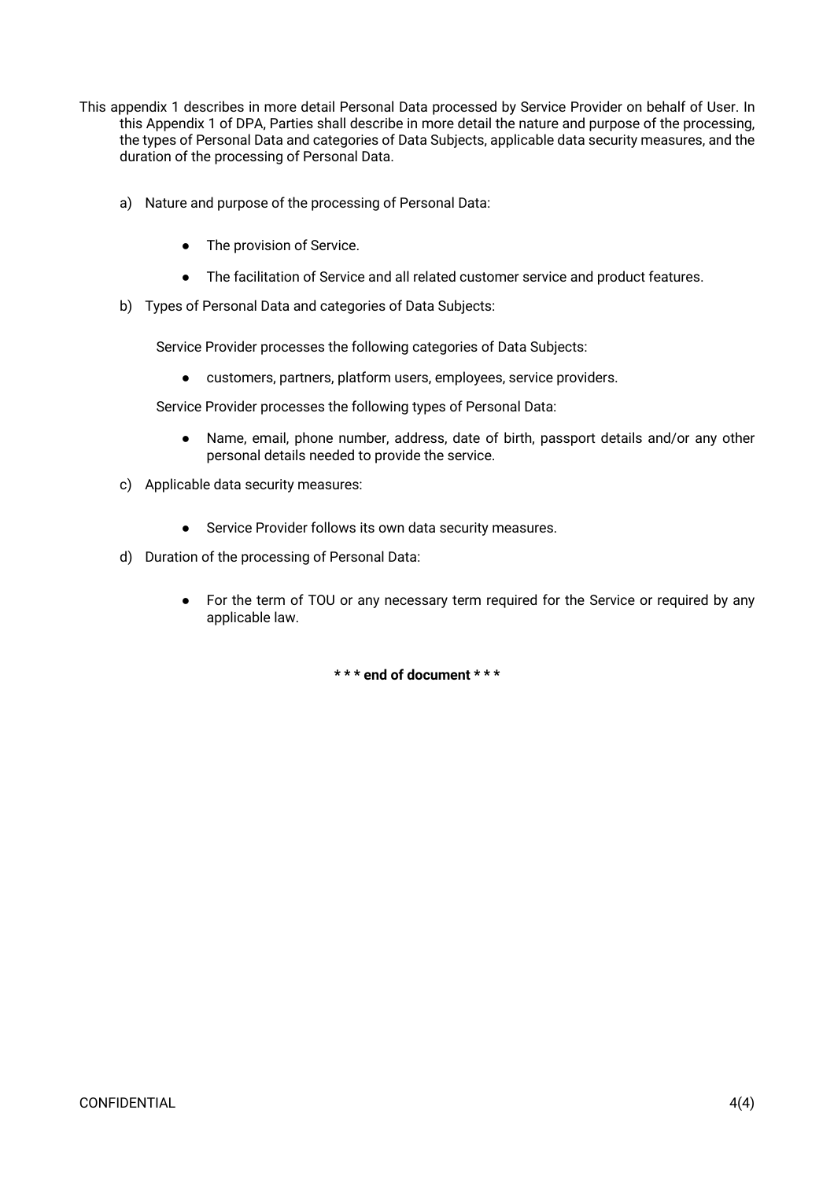This appendix 1 describes in more detail Personal Data processed by Service Provider on behalf of User. In this Appendix 1 of DPA, Parties shall describe in more detail the nature and purpose of the processing, the types of Personal Data and categories of Data Subjects, applicable data security measures, and the duration of the processing of Personal Data.

a) Nature and purpose of the processing of Personal Data:

- The provision of Service.
- The facilitation of Service and all related customer service and product features.

b) Types of Personal Data and categories of Data Subjects:

Service Provider processes the following categories of Data Subjects:

- customers, partners, platform users, employees, service providers.

Service Provider processes the following types of Personal Data:

- Name, email, phone number, address, date of birth, passport details and/or any other personal details needed to provide the service.

c) Applicable data security measures:

- Service Provider follows its own data security measures.

d) Duration of the processing of Personal Data:

- For the term of TOU or any necessary term required for the Service or required by any applicable law.

**\* \* \* end of document \* \* \***

CONFIDENTIAL